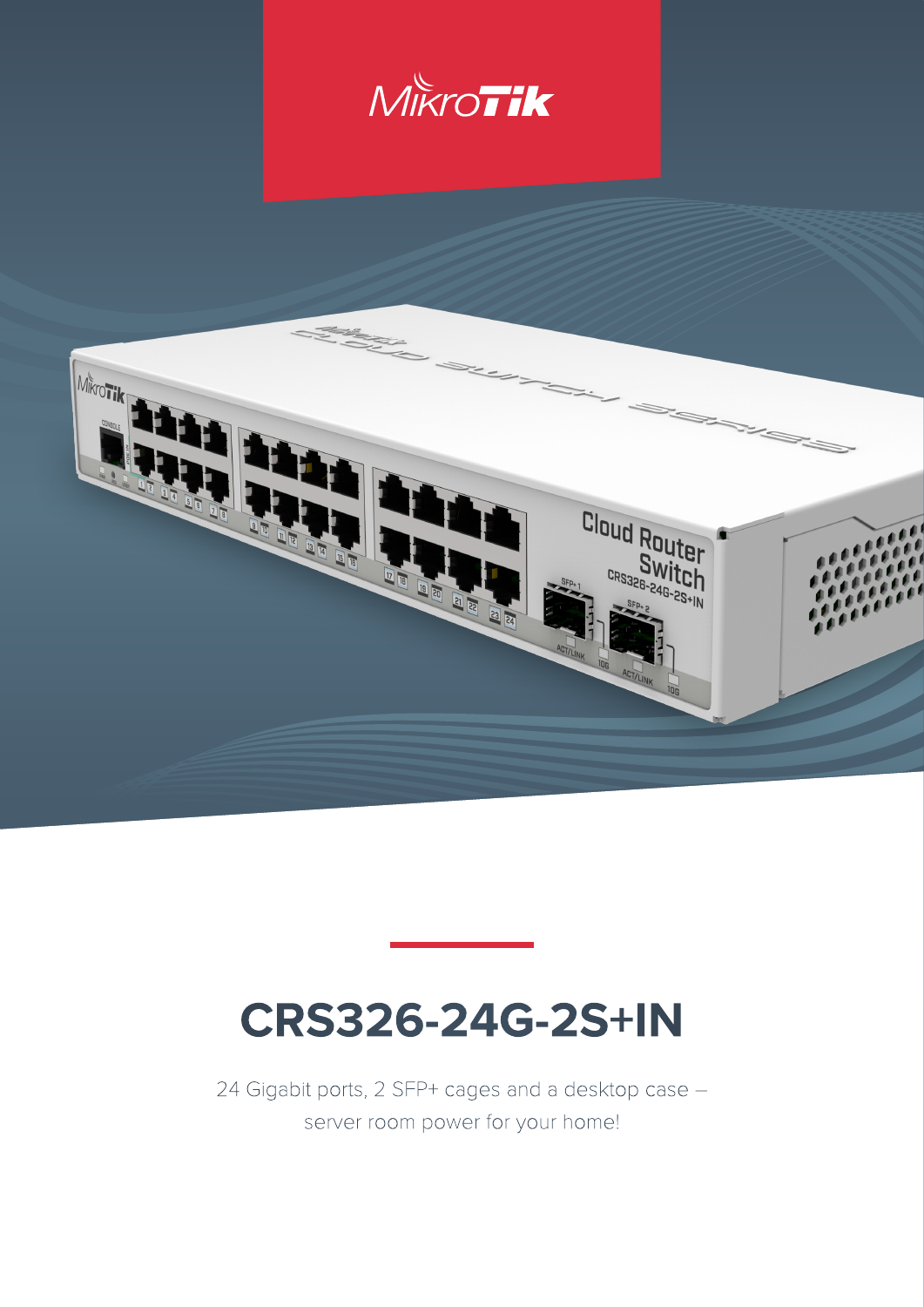# CRS326-24G-2S+IN

24 Gigabit ports, 2 SFP+ cages and a desktop case – server room power for your home!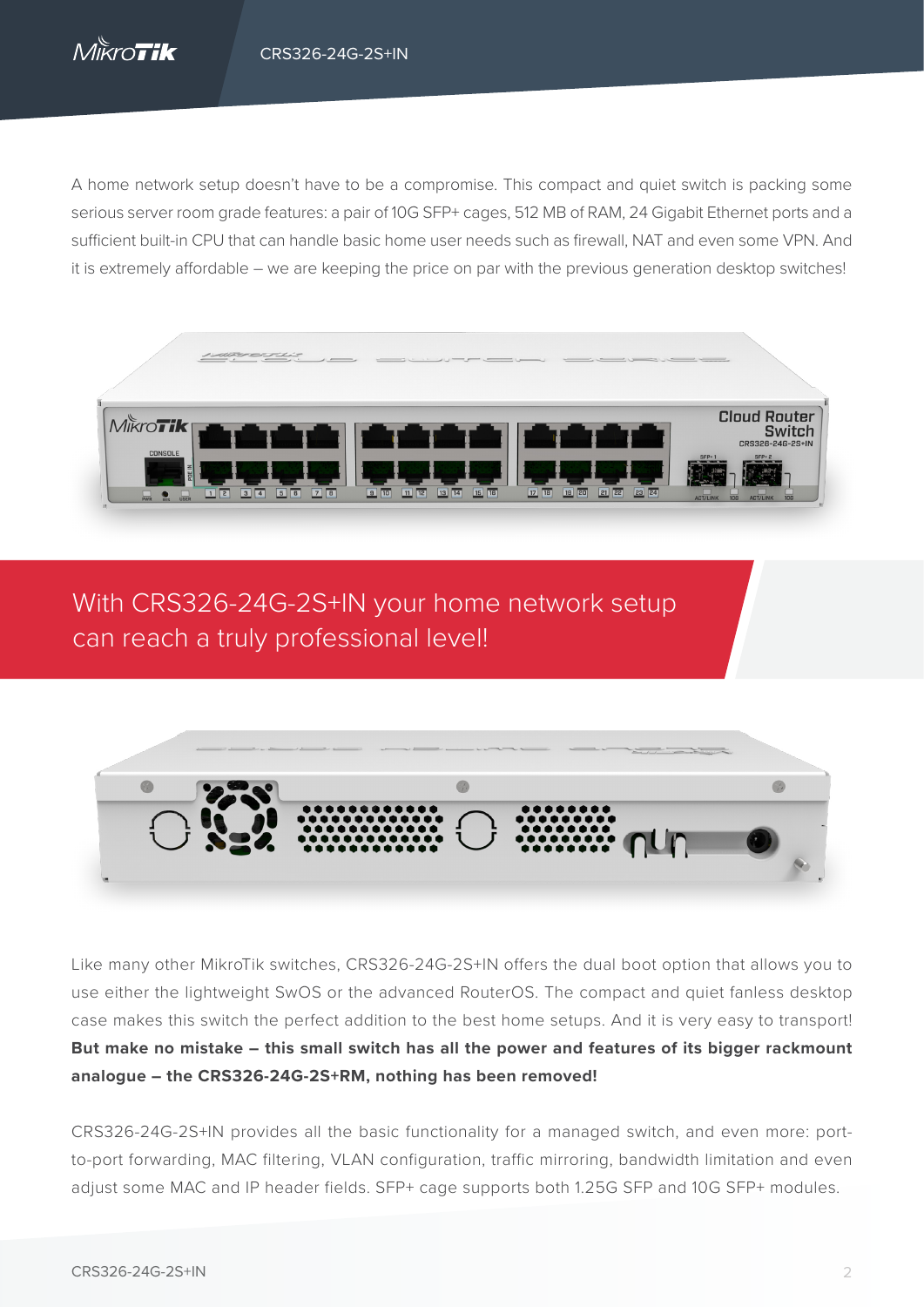A home network setup doesn't have to be a compromise. This compact and quiet switch is packing some serious server room grade features: a pair of 10G SFP+ cages, 512 MB of RAM, 24 Gigabit Ethernet ports and a sufficient built-in CPU that can handle basic home user needs such as firewall, NAT and even some VPN. And it is extremely affordable – we are keeping the price on par with the previous generation desktop switches!

## With CRS326-24G-2S+IN your home network setup can reach a truly professional level!

Like many other MikroTik switches, CRS326-24G-2S+IN offers the dual boot option that allows you to use either the lightweight SwOS or the advanced RouterOS. The compact and quiet fanless desktop case makes this switch the perfect addition to the best home setups. And it is very easy to transport! **But make no mistake – this small switch has all the power and features of its bigger rackmount analogue – the CRS326-24G-2S+RM, nothing has been removed!**

CRS326-24G-2S+IN provides all the basic functionality for a managed switch, and even more: port-to-port forwarding, MAC filtering, VLAN configuration, traffic mirroring, bandwidth limitation and even adjust some MAC and IP header fields. SFP+ cage supports both 1.25G SFP and 10G SFP+ modules.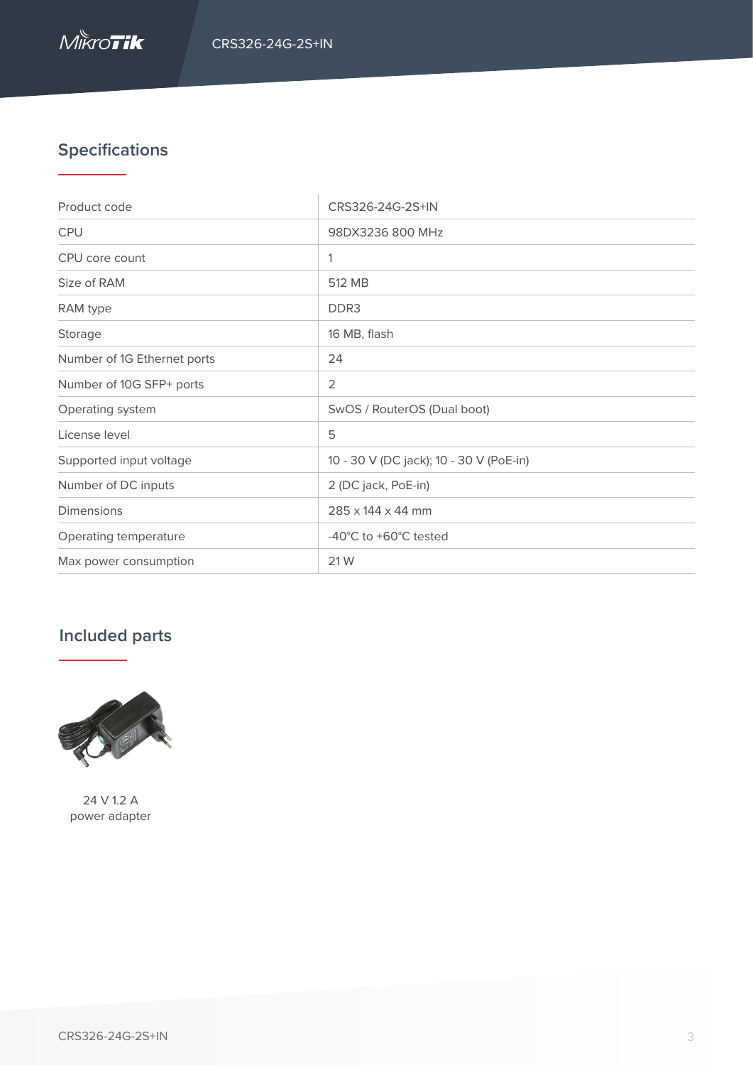## Specifications

| Product code | CRS326-24G-2S+IN |
|---|---|
| CPU | 98DX3236 800 MHz |
| CPU core count | 1 |
| Size of RAM | 512 MB |
| RAM type | DDR3 |
| Storage | 16 MB, flash |
| Number of 1G Ethernet ports | 24 |
| Number of 10G SFP+ ports | 2 |
| Operating system | SwOS / RouterOS (Dual boot) |
| License level | 5 |
| Supported input voltage | 10 - 30 V (DC jack); 10 - 30 V (PoE-in) |
| Number of DC inputs | 2 (DC jack, PoE-in) |
| Dimensions | 285 x 144 x 44 mm |
| Operating temperature | -40°C to +60°C tested |
| Max power consumption | 21 W |

## Included parts

24 V 1.2 A
power adapter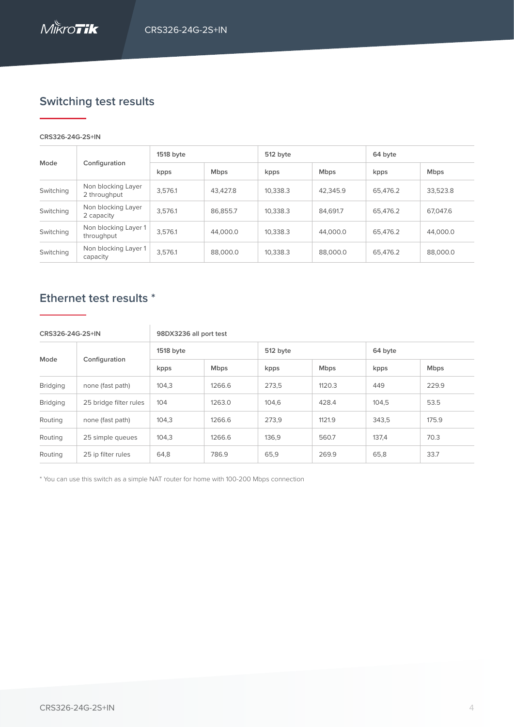## Switching test results

**CRS326-24G-2S+IN**

| Mode | Configuration | 1518 byte | | 512 byte | | 64 byte | |
|---|---|---|---|---|---|---|---|
| | | kpps | Mbps | kpps | Mbps | kpps | Mbps |
| Switching | Non blocking Layer 2 throughput | 3,576.1 | 43,427.8 | 10,338.3 | 42,345.9 | 65,476.2 | 33,523.8 |
| Switching | Non blocking Layer 2 capacity | 3,576.1 | 86,855.7 | 10,338.3 | 84,691.7 | 65,476.2 | 67,047.6 |
| Switching | Non blocking Layer 1 throughput | 3,576.1 | 44,000.0 | 10,338.3 | 44,000.0 | 65,476.2 | 44,000.0 |
| Switching | Non blocking Layer 1 capacity | 3,576.1 | 88,000.0 | 10,338.3 | 88,000.0 | 65,476.2 | 88,000.0 |

## Ethernet test results *

| CRS326-24G-2S+IN | | 98DX3236 all port test | | | | | |
|---|---|---|---|---|---|---|---|
| Mode | Configuration | 1518 byte | | 512 byte | | 64 byte | |
| | | kpps | Mbps | kpps | Mbps | kpps | Mbps |
| Bridging | none (fast path) | 104,3 | 1266.6 | 273,5 | 1120.3 | 449 | 229.9 |
| Bridging | 25 bridge filter rules | 104 | 1263.0 | 104,6 | 428.4 | 104,5 | 53.5 |
| Routing | none (fast path) | 104,3 | 1266.6 | 273,9 | 1121.9 | 343,5 | 175.9 |
| Routing | 25 simple queues | 104,3 | 1266.6 | 136,9 | 560.7 | 137,4 | 70.3 |
| Routing | 25 ip filter rules | 64,8 | 786.9 | 65,9 | 269.9 | 65,8 | 33.7 |

* You can use this switch as a simple NAT router for home with 100-200 Mbps connection